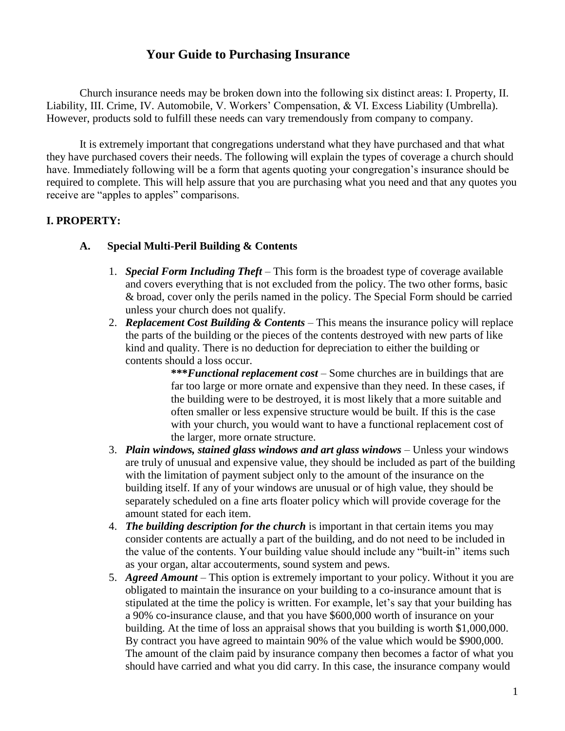# Your Guide to Purchasing Insurance

Church insurance needs may be broken down into the following six distinct areas: I. Property, II. Liability, III. Crime, IV. Automobile, V. Workers' Compensation, & VI. Excess Liability (Umbrella). However, products sold to fulfill these needs can vary tremendously from company to company.

It is extremely important that congregations understand what they have purchased and that what they have purchased covers their needs. The following will explain the types of coverage a church should have. Immediately following will be a form that agents quoting your congregation's insurance should be required to complete. This will help assure that you are purchasing what you need and that any quotes you receive are "apples to apples" comparisons.

## I. PROPERTY:

### A. Special Multi-Peril Building & Contents

1. ***Special Form Including Theft*** – This form is the broadest type of coverage available and covers everything that is not excluded from the policy. The two other forms, basic & broad, cover only the perils named in the policy. The Special Form should be carried unless your church does not qualify.
2. ***Replacement Cost Building & Contents*** – This means the insurance policy will replace the parts of the building or the pieces of the contents destroyed with new parts of like kind and quality. There is no deduction for depreciation to either the building or contents should a loss occur.

   ****\*\*\*Functional replacement cost*** – Some churches are in buildings that are far too large or more ornate and expensive than they need. In these cases, if the building were to be destroyed, it is most likely that a more suitable and often smaller or less expensive structure would be built. If this is the case with your church, you would want to have a functional replacement cost of the larger, more ornate structure.
3. ***Plain windows, stained glass windows and art glass windows*** – Unless your windows are truly of unusual and expensive value, they should be included as part of the building with the limitation of payment subject only to the amount of the insurance on the building itself. If any of your windows are unusual or of high value, they should be separately scheduled on a fine arts floater policy which will provide coverage for the amount stated for each item.
4. ***The building description for the church*** is important in that certain items you may consider contents are actually a part of the building, and do not need to be included in the value of the contents. Your building value should include any "built-in" items such as your organ, altar accouterments, sound system and pews.
5. ***Agreed Amount*** – This option is extremely important to your policy. Without it you are obligated to maintain the insurance on your building to a co-insurance amount that is stipulated at the time the policy is written. For example, let's say that your building has a 90% co-insurance clause, and that you have $600,000 worth of insurance on your building. At the time of loss an appraisal shows that you building is worth $1,000,000. By contract you have agreed to maintain 90% of the value which would be $900,000. The amount of the claim paid by insurance company then becomes a factor of what you should have carried and what you did carry. In this case, the insurance company would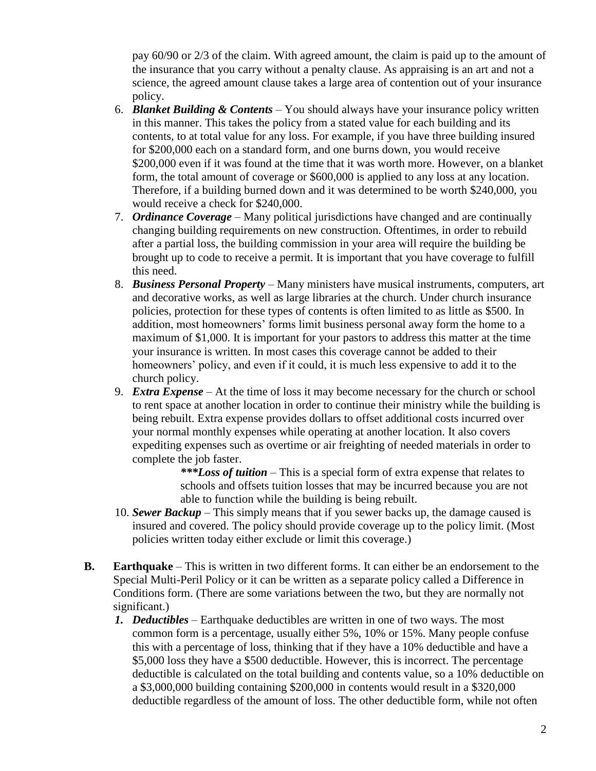pay 60/90 or 2/3 of the claim. With agreed amount, the claim is paid up to the amount of the insurance that you carry without a penalty clause. As appraising is an art and not a science, the agreed amount clause takes a large area of contention out of your insurance policy.

6. ***Blanket Building & Contents*** – You should always have your insurance policy written in this manner. This takes the policy from a stated value for each building and its contents, to at total value for any loss. For example, if you have three building insured for $200,000 each on a standard form, and one burns down, you would receive $200,000 even if it was found at the time that it was worth more. However, on a blanket form, the total amount of coverage or $600,000 is applied to any loss at any location. Therefore, if a building burned down and it was determined to be worth $240,000, you would receive a check for $240,000.
7. ***Ordinance Coverage*** – Many political jurisdictions have changed and are continually changing building requirements on new construction. Oftentimes, in order to rebuild after a partial loss, the building commission in your area will require the building be brought up to code to receive a permit. It is important that you have coverage to fulfill this need.
8. ***Business Personal Property*** – Many ministers have musical instruments, computers, art and decorative works, as well as large libraries at the church. Under church insurance policies, protection for these types of contents is often limited to as little as $500. In addition, most homeowners' forms limit business personal away form the home to a maximum of $1,000. It is important for your pastors to address this matter at the time your insurance is written. In most cases this coverage cannot be added to their homeowners' policy, and even if it could, it is much less expensive to add it to the church policy.
9. ***Extra Expense*** – At the time of loss it may become necessary for the church or school to rent space at another location in order to continue their ministry while the building is being rebuilt. Extra expense provides dollars to offset additional costs incurred over your normal monthly expenses while operating at another location. It also covers expediting expenses such as overtime or air freighting of needed materials in order to complete the job faster.

    ****\*\*Loss of tuition**** – This is a special form of extra expense that relates to schools and offsets tuition losses that may be incurred because you are not able to function while the building is being rebuilt.
10. ***Sewer Backup*** – This simply means that if you sewer backs up, the damage caused is insured and covered. The policy should provide coverage up to the policy limit. (Most policies written today either exclude or limit this coverage.)

**B. Earthquake** – This is written in two different forms. It can either be an endorsement to the Special Multi-Peril Policy or it can be written as a separate policy called a Difference in Conditions form. (There are some variations between the two, but they are normally not significant.)

1. ***Deductibles*** – Earthquake deductibles are written in one of two ways. The most common form is a percentage, usually either 5%, 10% or 15%. Many people confuse this with a percentage of loss, thinking that if they have a 10% deductible and have a $5,000 loss they have a $500 deductible. However, this is incorrect. The percentage deductible is calculated on the total building and contents value, so a 10% deductible on a $3,000,000 building containing $200,000 in contents would result in a $320,000 deductible regardless of the amount of loss. The other deductible form, while not often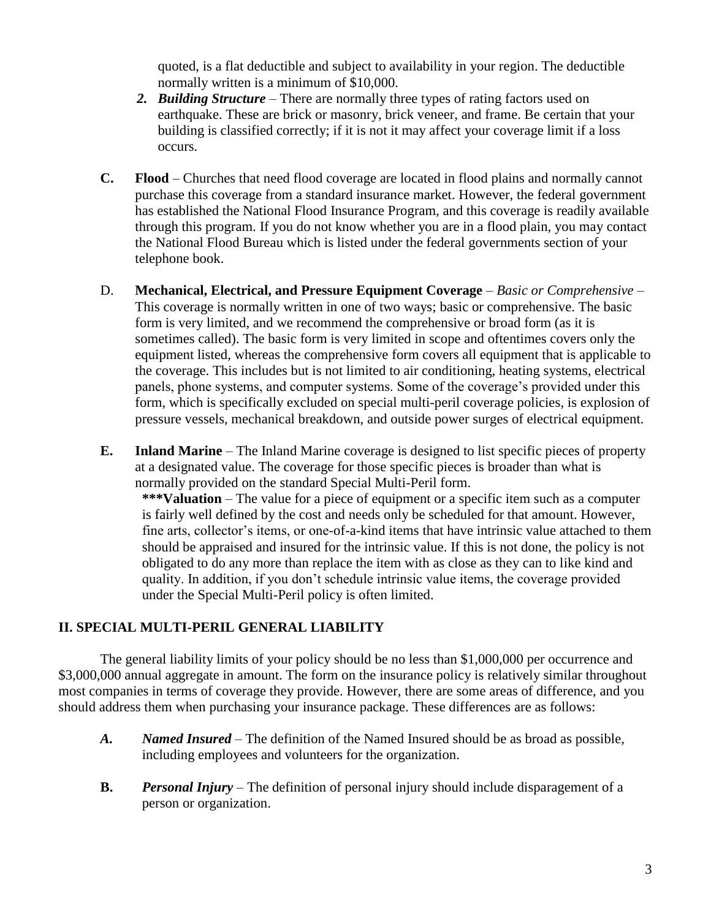quoted, is a flat deductible and subject to availability in your region. The deductible normally written is a minimum of $10,000.

2. ***Building Structure*** – There are normally three types of rating factors used on earthquake. These are brick or masonry, brick veneer, and frame. Be certain that your building is classified correctly; if it is not it may affect your coverage limit if a loss occurs.

**C.** **Flood** – Churches that need flood coverage are located in flood plains and normally cannot purchase this coverage from a standard insurance market. However, the federal government has established the National Flood Insurance Program, and this coverage is readily available through this program. If you do not know whether you are in a flood plain, you may contact the National Flood Bureau which is listed under the federal governments section of your telephone book.

D. **Mechanical, Electrical, and Pressure Equipment Coverage** – *Basic or Comprehensive* – This coverage is normally written in one of two ways; basic or comprehensive. The basic form is very limited, and we recommend the comprehensive or broad form (as it is sometimes called). The basic form is very limited in scope and oftentimes covers only the equipment listed, whereas the comprehensive form covers all equipment that is applicable to the coverage. This includes but is not limited to air conditioning, heating systems, electrical panels, phone systems, and computer systems. Some of the coverage's provided under this form, which is specifically excluded on special multi-peril coverage policies, is explosion of pressure vessels, mechanical breakdown, and outside power surges of electrical equipment.

**E.** **Inland Marine** – The Inland Marine coverage is designed to list specific pieces of property at a designated value. The coverage for those specific pieces is broader than what is normally provided on the standard Special Multi-Peril form.

***Valuation** – The value for a piece of equipment or a specific item such as a computer is fairly well defined by the cost and needs only be scheduled for that amount. However, fine arts, collector's items, or one-of-a-kind items that have intrinsic value attached to them should be appraised and insured for the intrinsic value. If this is not done, the policy is not obligated to do any more than replace the item with as close as they can to like kind and quality. In addition, if you don't schedule intrinsic value items, the coverage provided under the Special Multi-Peril policy is often limited.

## II. SPECIAL MULTI-PERIL GENERAL LIABILITY

The general liability limits of your policy should be no less than $1,000,000 per occurrence and $3,000,000 annual aggregate in amount. The form on the insurance policy is relatively similar throughout most companies in terms of coverage they provide. However, there are some areas of difference, and you should address them when purchasing your insurance package. These differences are as follows:

***A.*** ***Named Insured*** – The definition of the Named Insured should be as broad as possible, including employees and volunteers for the organization.

**B.** ***Personal Injury*** – The definition of personal injury should include disparagement of a person or organization.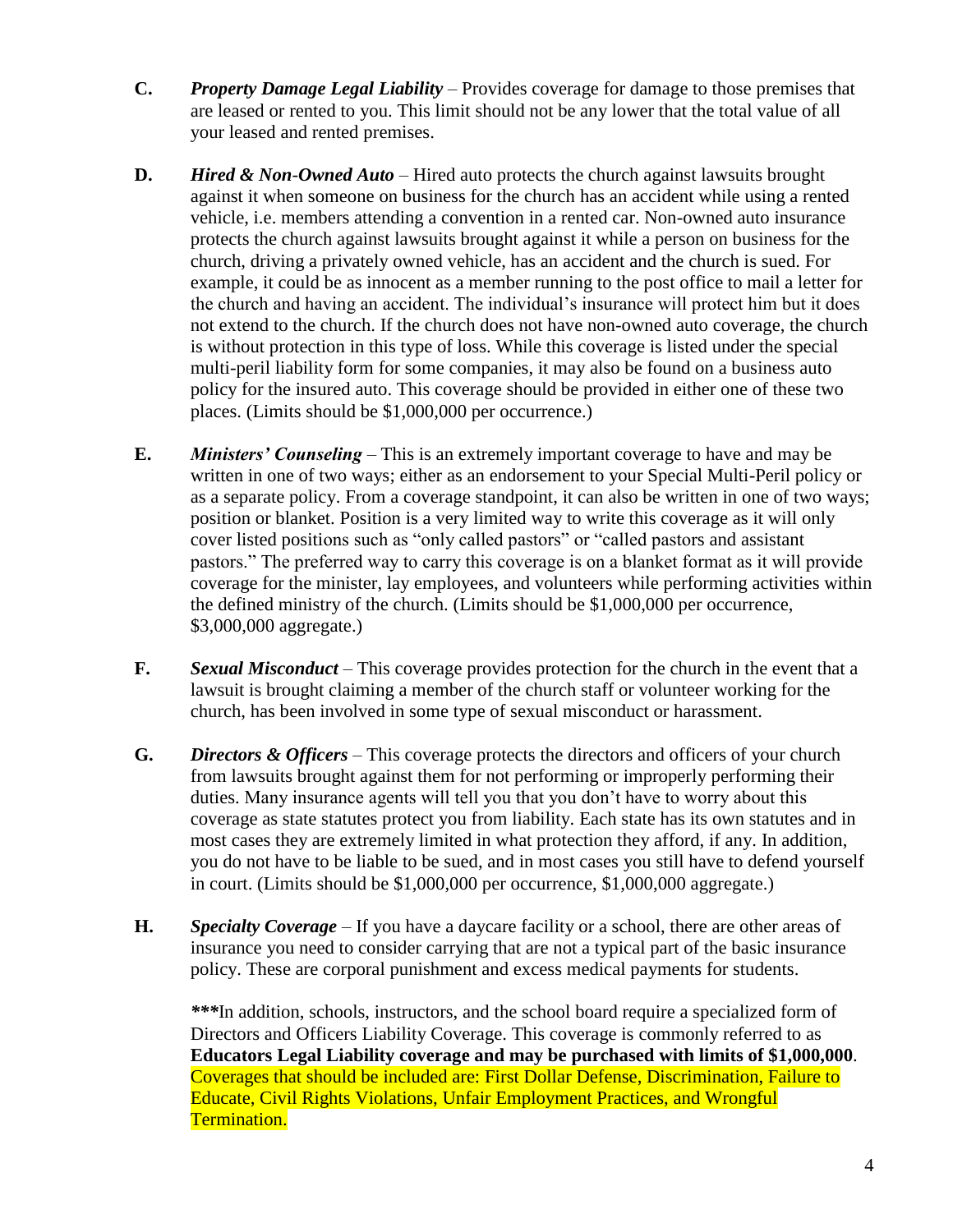**C.** ***Property Damage Legal Liability*** – Provides coverage for damage to those premises that are leased or rented to you. This limit should not be any lower that the total value of all your leased and rented premises.

**D.** ***Hired & Non-Owned Auto*** – Hired auto protects the church against lawsuits brought against it when someone on business for the church has an accident while using a rented vehicle, i.e. members attending a convention in a rented car. Non-owned auto insurance protects the church against lawsuits brought against it while a person on business for the church, driving a privately owned vehicle, has an accident and the church is sued. For example, it could be as innocent as a member running to the post office to mail a letter for the church and having an accident. The individual's insurance will protect him but it does not extend to the church. If the church does not have non-owned auto coverage, the church is without protection in this type of loss. While this coverage is listed under the special multi-peril liability form for some companies, it may also be found on a business auto policy for the insured auto. This coverage should be provided in either one of these two places. (Limits should be $1,000,000 per occurrence.)

**E.** ***Ministers' Counseling*** – This is an extremely important coverage to have and may be written in one of two ways; either as an endorsement to your Special Multi-Peril policy or as a separate policy. From a coverage standpoint, it can also be written in one of two ways; position or blanket. Position is a very limited way to write this coverage as it will only cover listed positions such as "only called pastors" or "called pastors and assistant pastors." The preferred way to carry this coverage is on a blanket format as it will provide coverage for the minister, lay employees, and volunteers while performing activities within the defined ministry of the church. (Limits should be $1,000,000 per occurrence, $3,000,000 aggregate.)

**F.** ***Sexual Misconduct*** – This coverage provides protection for the church in the event that a lawsuit is brought claiming a member of the church staff or volunteer working for the church, has been involved in some type of sexual misconduct or harassment.

**G.** ***Directors & Officers*** – This coverage protects the directors and officers of your church from lawsuits brought against them for not performing or improperly performing their duties. Many insurance agents will tell you that you don't have to worry about this coverage as state statutes protect you from liability. Each state has its own statutes and in most cases they are extremely limited in what protection they afford, if any. In addition, you do not have to be liable to be sued, and in most cases you still have to defend yourself in court. (Limits should be $1,000,000 per occurrence, $1,000,000 aggregate.)

**H.** ***Specialty Coverage*** – If you have a daycare facility or a school, there are other areas of insurance you need to consider carrying that are not a typical part of the basic insurance policy. These are corporal punishment and excess medical payments for students.

***\*\*\****In addition, schools, instructors, and the school board require a specialized form of Directors and Officers Liability Coverage. This coverage is commonly referred to as **Educators Legal Liability coverage and may be purchased with limits of $1,000,000**. Coverages that should be included are: First Dollar Defense, Discrimination, Failure to Educate, Civil Rights Violations, Unfair Employment Practices, and Wrongful Termination.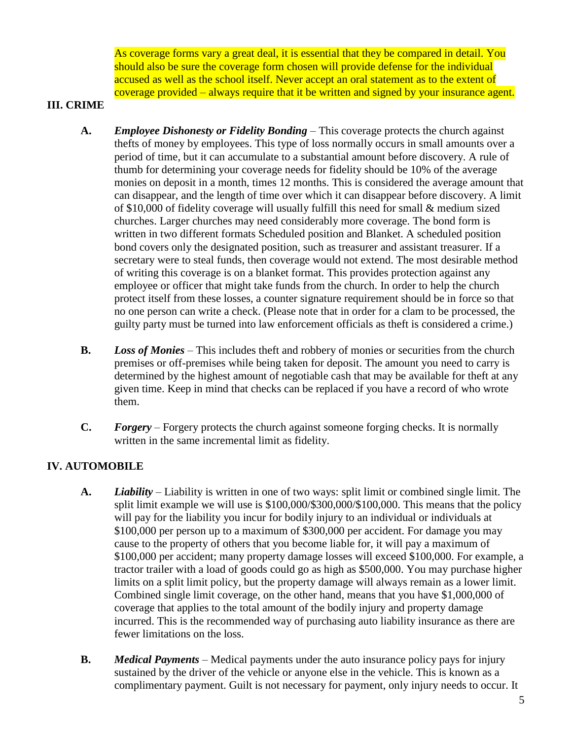As coverage forms vary a great deal, it is essential that they be compared in detail. You should also be sure the coverage form chosen will provide defense for the individual accused as well as the school itself. Never accept an oral statement as to the extent of coverage provided – always require that it be written and signed by your insurance agent.

## III. CRIME

**A.** ***Employee Dishonesty or Fidelity Bonding*** – This coverage protects the church against thefts of money by employees. This type of loss normally occurs in small amounts over a period of time, but it can accumulate to a substantial amount before discovery. A rule of thumb for determining your coverage needs for fidelity should be 10% of the average monies on deposit in a month, times 12 months. This is considered the average amount that can disappear, and the length of time over which it can disappear before discovery. A limit of $10,000 of fidelity coverage will usually fulfill this need for small & medium sized churches. Larger churches may need considerably more coverage. The bond form is written in two different formats Scheduled position and Blanket. A scheduled position bond covers only the designated position, such as treasurer and assistant treasurer. If a secretary were to steal funds, then coverage would not extend. The most desirable method of writing this coverage is on a blanket format. This provides protection against any employee or officer that might take funds from the church. In order to help the church protect itself from these losses, a counter signature requirement should be in force so that no one person can write a check. (Please note that in order for a clam to be processed, the guilty party must be turned into law enforcement officials as theft is considered a crime.)

**B.** ***Loss of Monies*** – This includes theft and robbery of monies or securities from the church premises or off-premises while being taken for deposit. The amount you need to carry is determined by the highest amount of negotiable cash that may be available for theft at any given time. Keep in mind that checks can be replaced if you have a record of who wrote them.

**C.** ***Forgery*** – Forgery protects the church against someone forging checks. It is normally written in the same incremental limit as fidelity.

## IV. AUTOMOBILE

**A.** ***Liability*** – Liability is written in one of two ways: split limit or combined single limit. The split limit example we will use is $100,000/$300,000/$100,000. This means that the policy will pay for the liability you incur for bodily injury to an individual or individuals at $100,000 per person up to a maximum of $300,000 per accident. For damage you may cause to the property of others that you become liable for, it will pay a maximum of $100,000 per accident; many property damage losses will exceed $100,000. For example, a tractor trailer with a load of goods could go as high as $500,000. You may purchase higher limits on a split limit policy, but the property damage will always remain as a lower limit. Combined single limit coverage, on the other hand, means that you have $1,000,000 of coverage that applies to the total amount of the bodily injury and property damage incurred. This is the recommended way of purchasing auto liability insurance as there are fewer limitations on the loss.

**B.** ***Medical Payments*** – Medical payments under the auto insurance policy pays for injury sustained by the driver of the vehicle or anyone else in the vehicle. This is known as a complimentary payment. Guilt is not necessary for payment, only injury needs to occur. It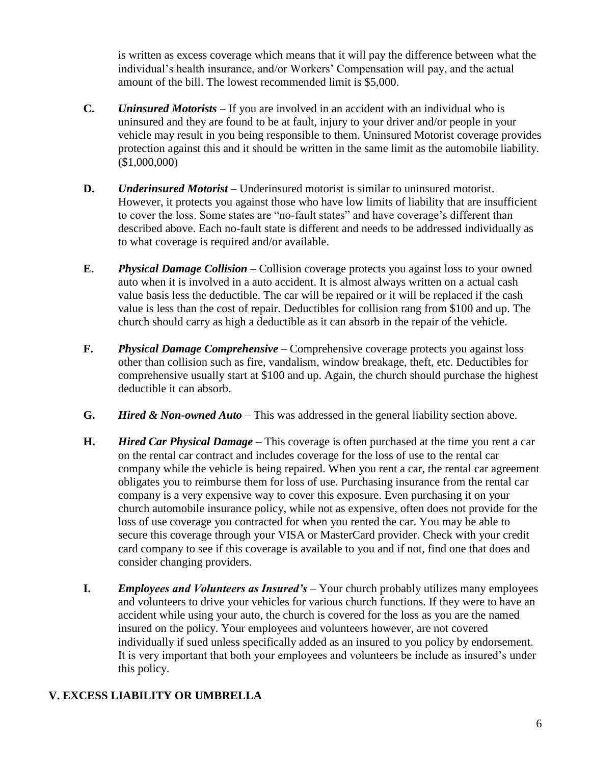is written as excess coverage which means that it will pay the difference between what the individual's health insurance, and/or Workers' Compensation will pay, and the actual amount of the bill. The lowest recommended limit is $5,000.

**C.** ***Uninsured Motorists*** – If you are involved in an accident with an individual who is uninsured and they are found to be at fault, injury to your driver and/or people in your vehicle may result in you being responsible to them. Uninsured Motorist coverage provides protection against this and it should be written in the same limit as the automobile liability. ($1,000,000)

**D.** ***Underinsured Motorist*** – Underinsured motorist is similar to uninsured motorist. However, it protects you against those who have low limits of liability that are insufficient to cover the loss. Some states are "no-fault states" and have coverage's different than described above. Each no-fault state is different and needs to be addressed individually as to what coverage is required and/or available.

**E.** ***Physical Damage Collision*** – Collision coverage protects you against loss to your owned auto when it is involved in a auto accident. It is almost always written on a actual cash value basis less the deductible. The car will be repaired or it will be replaced if the cash value is less than the cost of repair. Deductibles for collision rang from $100 and up. The church should carry as high a deductible as it can absorb in the repair of the vehicle.

**F.** ***Physical Damage Comprehensive*** – Comprehensive coverage protects you against loss other than collision such as fire, vandalism, window breakage, theft, etc. Deductibles for comprehensive usually start at $100 and up. Again, the church should purchase the highest deductible it can absorb.

**G.** ***Hired & Non-owned Auto*** – This was addressed in the general liability section above.

**H.** ***Hired Car Physical Damage*** – This coverage is often purchased at the time you rent a car on the rental car contract and includes coverage for the loss of use to the rental car company while the vehicle is being repaired. When you rent a car, the rental car agreement obligates you to reimburse them for loss of use. Purchasing insurance from the rental car company is a very expensive way to cover this exposure. Even purchasing it on your church automobile insurance policy, while not as expensive, often does not provide for the loss of use coverage you contracted for when you rented the car. You may be able to secure this coverage through your VISA or MasterCard provider. Check with your credit card company to see if this coverage is available to you and if not, find one that does and consider changing providers.

**I.** ***Employees and Volunteers as Insured's*** – Your church probably utilizes many employees and volunteers to drive your vehicles for various church functions. If they were to have an accident while using your auto, the church is covered for the loss as you are the named insured on the policy. Your employees and volunteers however, are not covered individually if sued unless specifically added as an insured to you policy by endorsement. It is very important that both your employees and volunteers be include as insured's under this policy.

## V. EXCESS LIABILITY OR UMBRELLA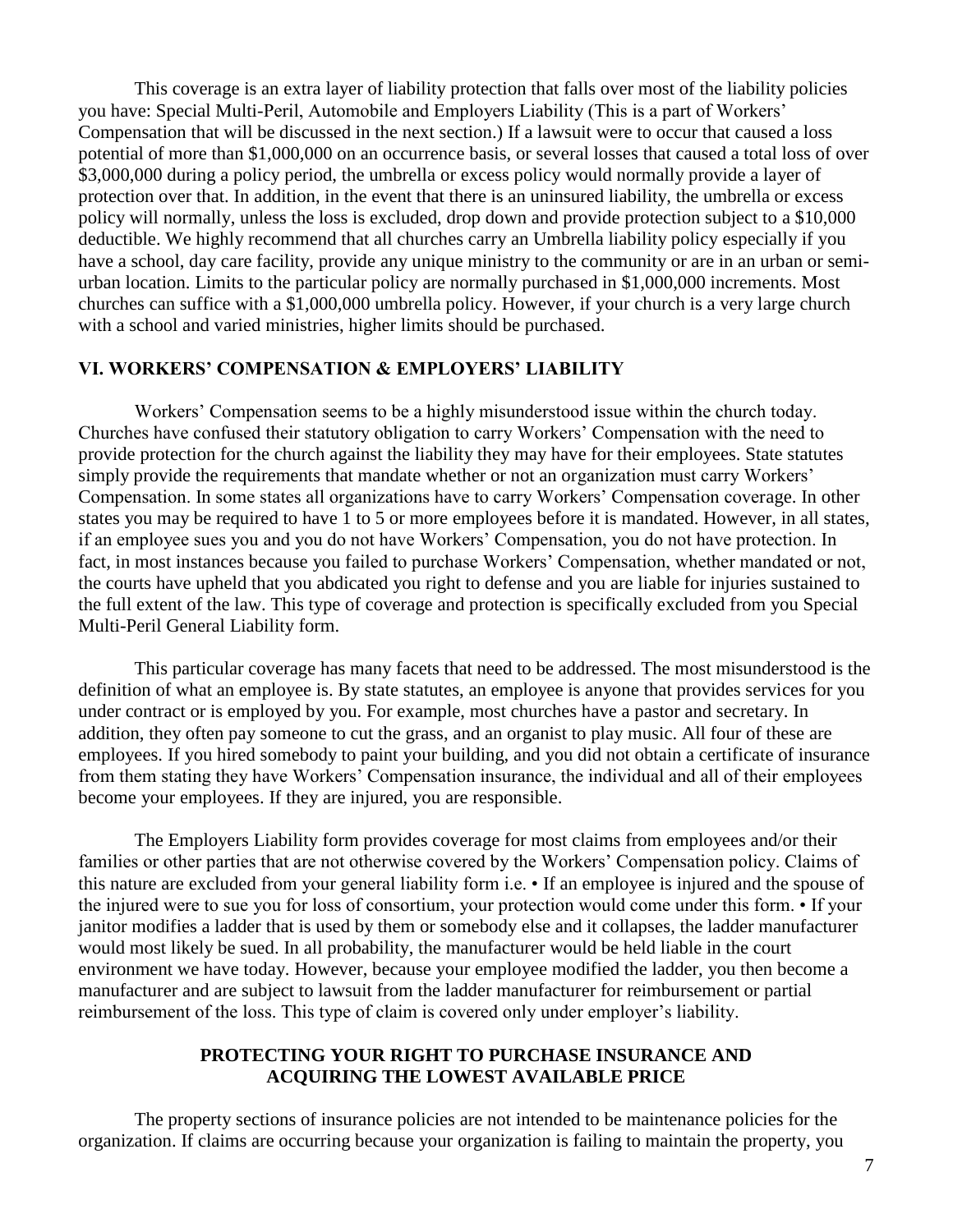This coverage is an extra layer of liability protection that falls over most of the liability policies you have: Special Multi-Peril, Automobile and Employers Liability (This is a part of Workers' Compensation that will be discussed in the next section.) If a lawsuit were to occur that caused a loss potential of more than $1,000,000 on an occurrence basis, or several losses that caused a total loss of over $3,000,000 during a policy period, the umbrella or excess policy would normally provide a layer of protection over that. In addition, in the event that there is an uninsured liability, the umbrella or excess policy will normally, unless the loss is excluded, drop down and provide protection subject to a $10,000 deductible. We highly recommend that all churches carry an Umbrella liability policy especially if you have a school, day care facility, provide any unique ministry to the community or are in an urban or semi-urban location. Limits to the particular policy are normally purchased in $1,000,000 increments. Most churches can suffice with a $1,000,000 umbrella policy. However, if your church is a very large church with a school and varied ministries, higher limits should be purchased.

## VI. WORKERS' COMPENSATION & EMPLOYERS' LIABILITY

Workers' Compensation seems to be a highly misunderstood issue within the church today. Churches have confused their statutory obligation to carry Workers' Compensation with the need to provide protection for the church against the liability they may have for their employees. State statutes simply provide the requirements that mandate whether or not an organization must carry Workers' Compensation. In some states all organizations have to carry Workers' Compensation coverage. In other states you may be required to have 1 to 5 or more employees before it is mandated. However, in all states, if an employee sues you and you do not have Workers' Compensation, you do not have protection. In fact, in most instances because you failed to purchase Workers' Compensation, whether mandated or not, the courts have upheld that you abdicated you right to defense and you are liable for injuries sustained to the full extent of the law. This type of coverage and protection is specifically excluded from you Special Multi-Peril General Liability form.

This particular coverage has many facets that need to be addressed. The most misunderstood is the definition of what an employee is. By state statutes, an employee is anyone that provides services for you under contract or is employed by you. For example, most churches have a pastor and secretary. In addition, they often pay someone to cut the grass, and an organist to play music. All four of these are employees. If you hired somebody to paint your building, and you did not obtain a certificate of insurance from them stating they have Workers' Compensation insurance, the individual and all of their employees become your employees. If they are injured, you are responsible.

The Employers Liability form provides coverage for most claims from employees and/or their families or other parties that are not otherwise covered by the Workers' Compensation policy. Claims of this nature are excluded from your general liability form i.e. • If an employee is injured and the spouse of the injured were to sue you for loss of consortium, your protection would come under this form. • If your janitor modifies a ladder that is used by them or somebody else and it collapses, the ladder manufacturer would most likely be sued. In all probability, the manufacturer would be held liable in the court environment we have today. However, because your employee modified the ladder, you then become a manufacturer and are subject to lawsuit from the ladder manufacturer for reimbursement or partial reimbursement of the loss. This type of claim is covered only under employer's liability.

## PROTECTING YOUR RIGHT TO PURCHASE INSURANCE AND ACQUIRING THE LOWEST AVAILABLE PRICE

The property sections of insurance policies are not intended to be maintenance policies for the organization. If claims are occurring because your organization is failing to maintain the property, you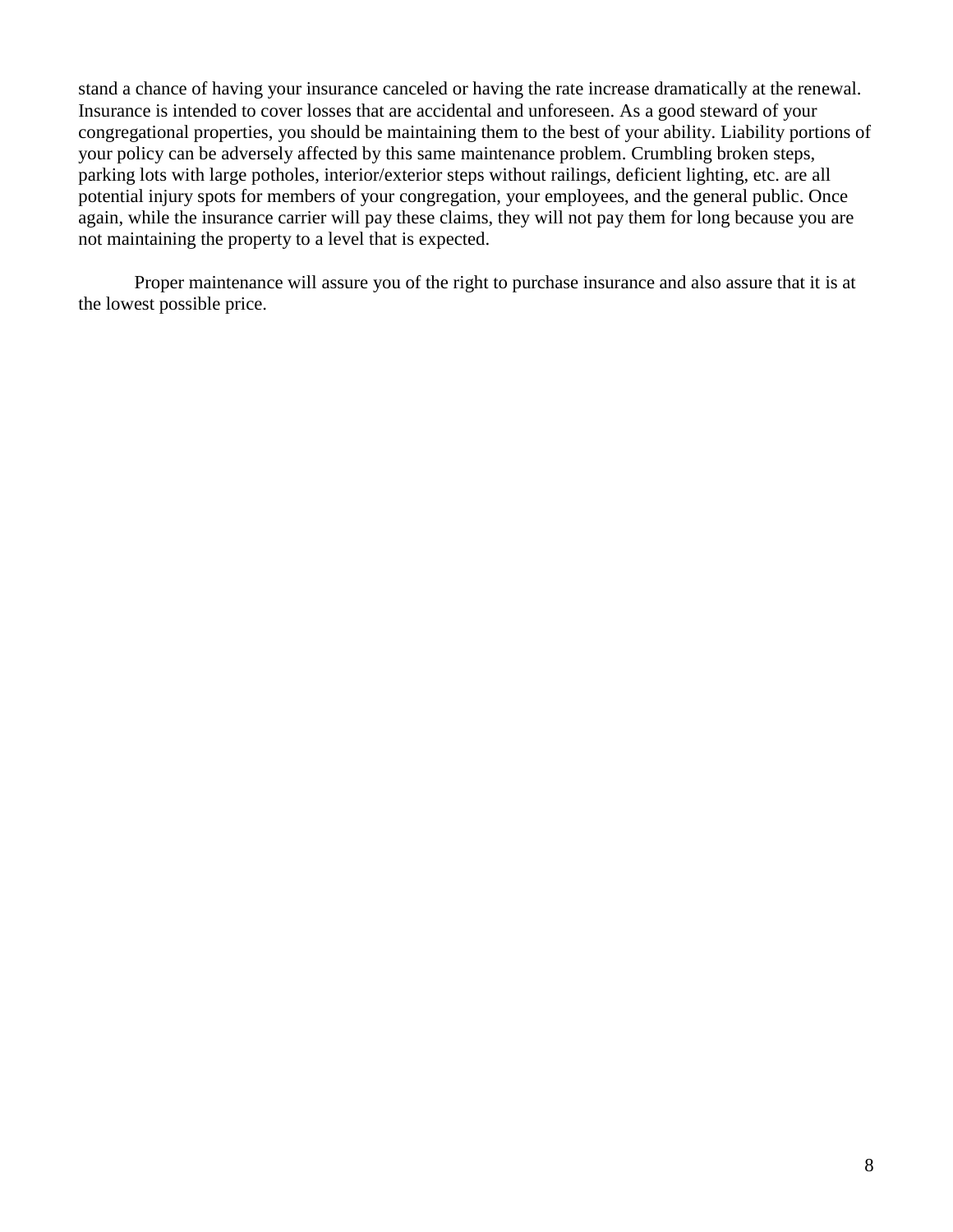stand a chance of having your insurance canceled or having the rate increase dramatically at the renewal. Insurance is intended to cover losses that are accidental and unforeseen. As a good steward of your congregational properties, you should be maintaining them to the best of your ability. Liability portions of your policy can be adversely affected by this same maintenance problem. Crumbling broken steps, parking lots with large potholes, interior/exterior steps without railings, deficient lighting, etc. are all potential injury spots for members of your congregation, your employees, and the general public. Once again, while the insurance carrier will pay these claims, they will not pay them for long because you are not maintaining the property to a level that is expected.

Proper maintenance will assure you of the right to purchase insurance and also assure that it is at the lowest possible price.